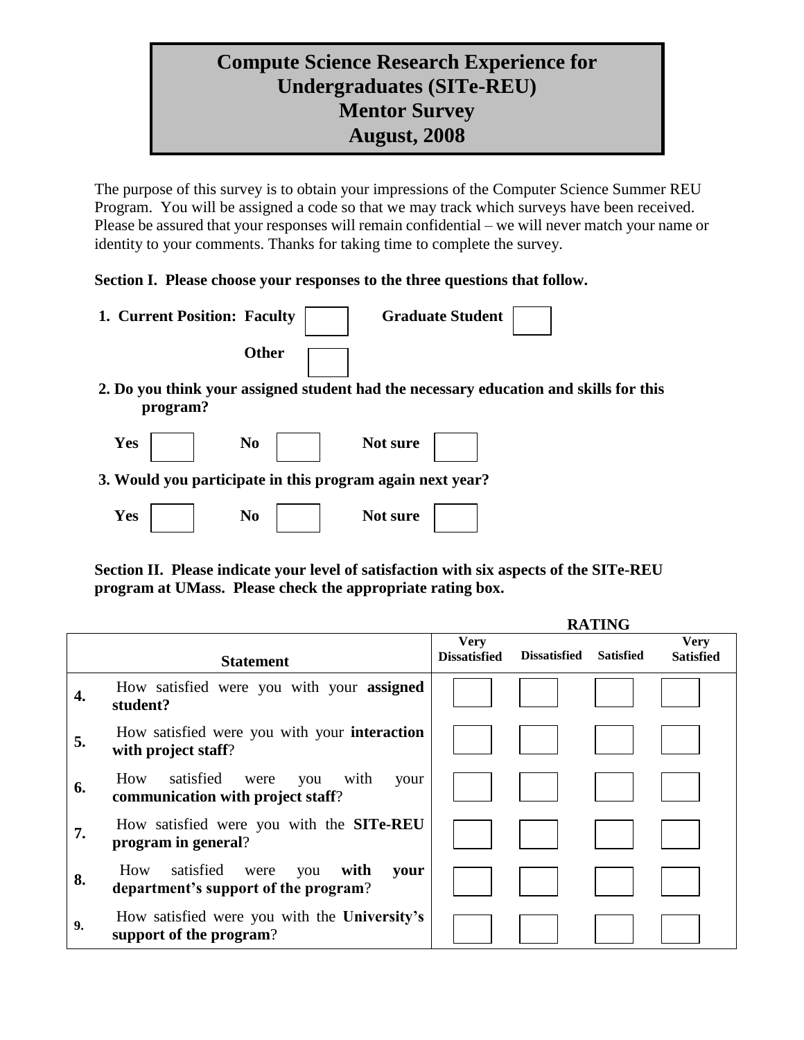# Compute Science Research Experience for Undergraduates (SITe-REU) Mentor Survey August, 2008

The purpose of this survey is to obtain your impressions of the Computer Science Summer REU Program. You will be assigned a code so that we may track which surveys have been received. Please be assured that your responses will remain confidential – we will never match your name or identity to your comments. Thanks for taking time to complete the survey.

**Section I. Please choose your responses to the three questions that follow.**

**1. Current Position: Faculty** ☐ **Graduate Student** ☐

**Other** ☐

**2. Do you think your assigned student had the necessary education and skills for this program?**

**Yes** ☐ **No** ☐ **Not sure** ☐

**3. Would you participate in this program again next year?**

**Yes** ☐ **No** ☐ **Not sure** ☐

**Section II. Please indicate your level of satisfaction with six aspects of the SITe-REU program at UMass. Please check the appropriate rating box.**

| | | RATING | | | |
|---|---|---|---|---|---|
| | **Statement** | **Very Dissatisfied** | **Dissatisfied** | **Satisfied** | **Very Satisfied** |
| **4.** | How satisfied were you with your **assigned student?** | ☐ | ☐ | ☐ | ☐ |
| **5.** | How satisfied were you with your **interaction with project staff**? | ☐ | ☐ | ☐ | ☐ |
| **6.** | How satisfied were you with your **communication with project staff**? | ☐ | ☐ | ☐ | ☐ |
| **7.** | How satisfied were you with the **SITe-REU program in general**? | ☐ | ☐ | ☐ | ☐ |
| **8.** | How satisfied were you **with your department's support of the program**? | ☐ | ☐ | ☐ | ☐ |
| **9.** | How satisfied were you with the **University's support of the program**? | ☐ | ☐ | ☐ | ☐ |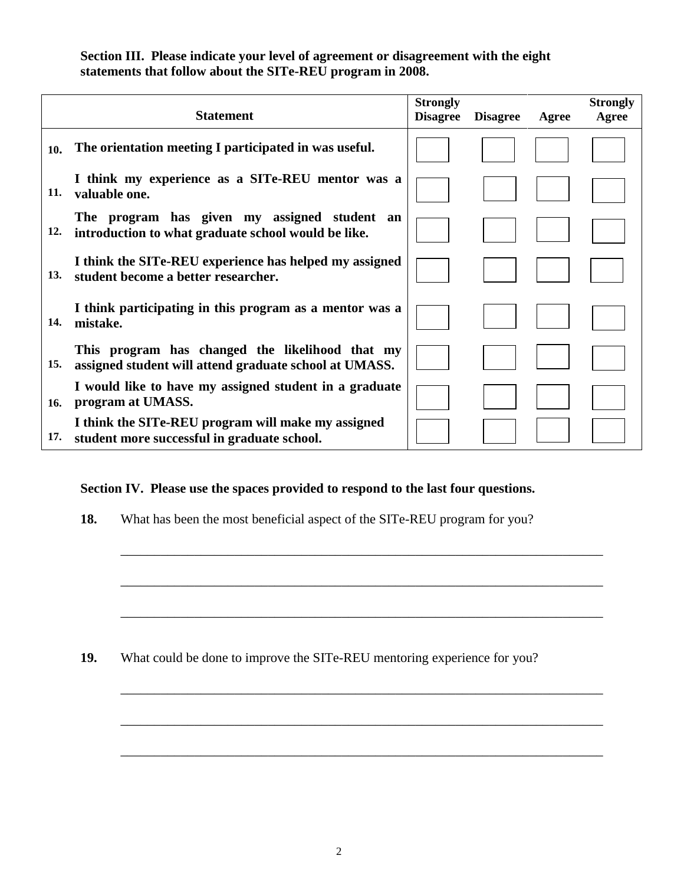**Section III. Please indicate your level of agreement or disagreement with the eight statements that follow about the SITe-REU program in 2008.**

| | Statement | Strongly Disagree | Disagree | Agree | Strongly Agree |
|---|---|---|---|---|---|
| 10. | The orientation meeting I participated in was useful. | ☐ | ☐ | ☐ | ☐ |
| 11. | I think my experience as a SITe-REU mentor was a valuable one. | ☐ | ☐ | ☐ | ☐ |
| 12. | The program has given my assigned student an introduction to what graduate school would be like. | ☐ | ☐ | ☐ | ☐ |
| 13. | I think the SITe-REU experience has helped my assigned student become a better researcher. | ☐ | ☐ | ☐ | ☐ |
| 14. | I think participating in this program as a mentor was a mistake. | ☐ | ☐ | ☐ | ☐ |
| 15. | This program has changed the likelihood that my assigned student will attend graduate school at UMASS. | ☐ | ☐ | ☐ | ☐ |
| 16. | I would like to have my assigned student in a graduate program at UMASS. | ☐ | ☐ | ☐ | ☐ |
| 17. | I think the SITe-REU program will make my assigned student more successful in graduate school. | ☐ | ☐ | ☐ | ☐ |

**Section IV. Please use the spaces provided to respond to the last four questions.**

**18.** What has been the most beneficial aspect of the SITe-REU program for you?

___________________________________________________________________________

___________________________________________________________________________

___________________________________________________________________________

**19.** What could be done to improve the SITe-REU mentoring experience for you?

___________________________________________________________________________

___________________________________________________________________________

___________________________________________________________________________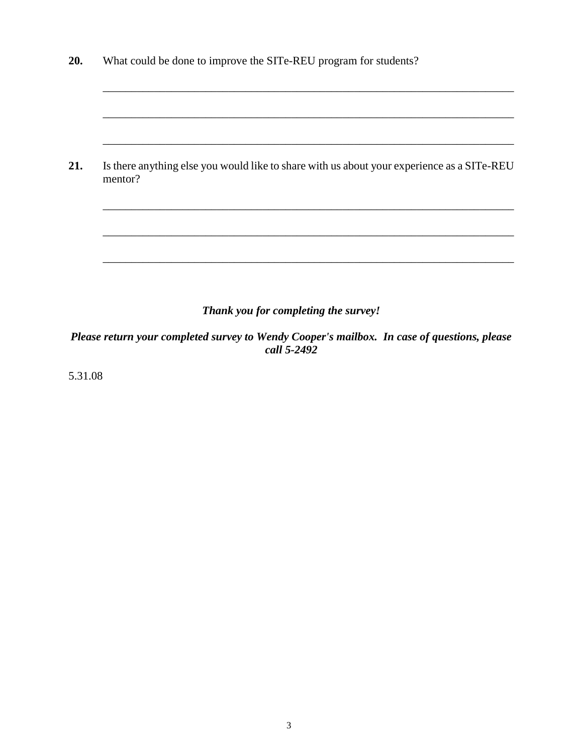**20.** What could be done to improve the SITe-REU program for students?

_____________________________________________________________________________

_____________________________________________________________________________

_____________________________________________________________________________

**21.** Is there anything else you would like to share with us about your experience as a SITe-REU mentor?

_____________________________________________________________________________

_____________________________________________________________________________

_____________________________________________________________________________

***Thank you for completing the survey!***

***Please return your completed survey to Wendy Cooper's mailbox. In case of questions, please call 5-2492***

5.31.08